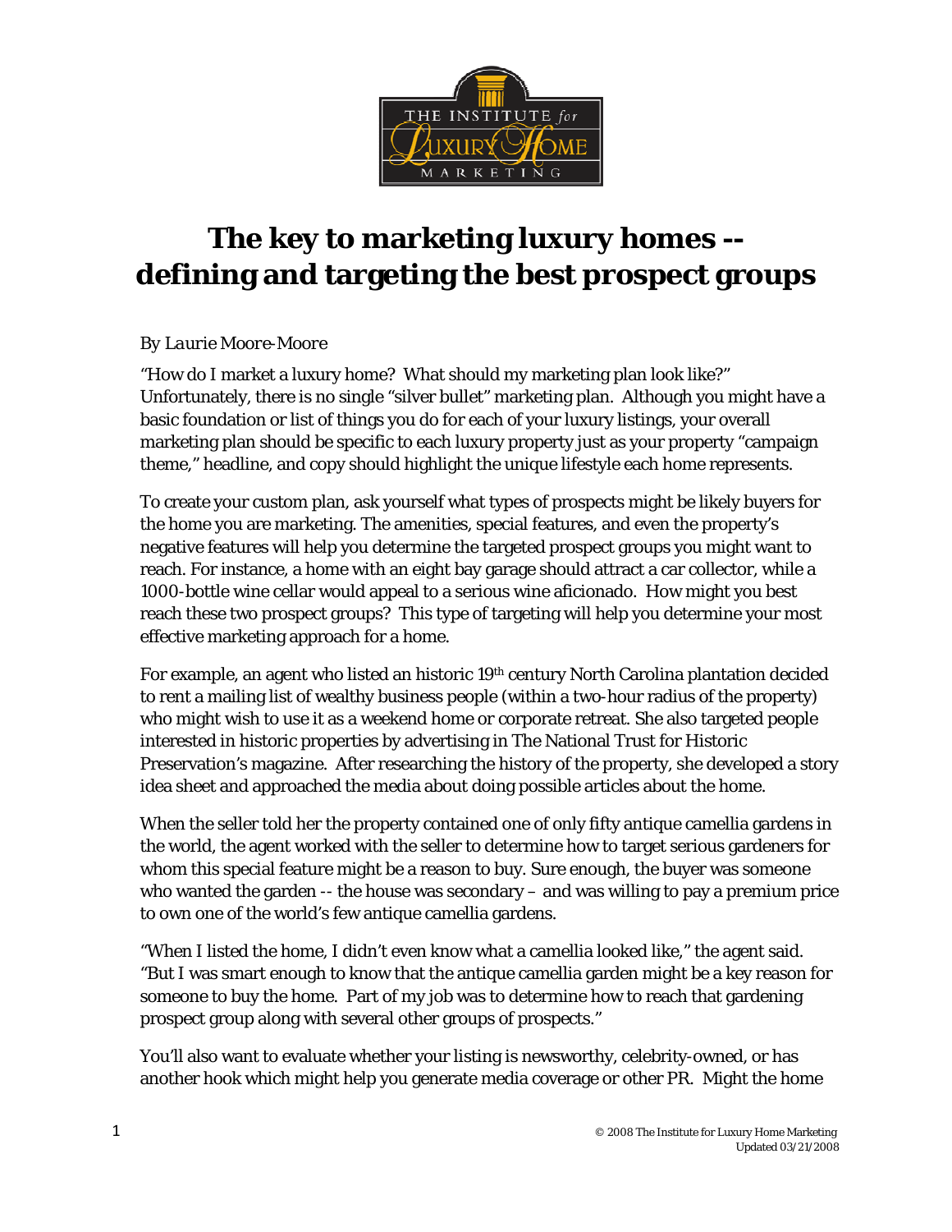# The key to marketing luxury homes -- defining and targeting the best prospect groups

*By Laurie Moore-Moore*

"How do I market a luxury home? What should my marketing plan look like?" Unfortunately, there is no single "silver bullet" marketing plan. Although you might have a basic foundation or list of things you do for each of your luxury listings, your overall marketing plan should be specific to each luxury property just as your property "campaign theme," headline, and copy should highlight the unique lifestyle each home represents.

To create your custom plan, ask yourself what types of prospects might be likely buyers for the home you are marketing. The amenities, special features, and even the property's negative features will help you determine the targeted prospect groups you might want to reach. For instance, a home with an eight bay garage should attract a car collector, while a 1000-bottle wine cellar would appeal to a serious wine aficionado. How might you best reach these two prospect groups? This type of targeting will help you determine your most effective marketing approach for a home.

For example, an agent who listed an historic 19th century North Carolina plantation decided to rent a mailing list of wealthy business people (within a two-hour radius of the property) who might wish to use it as a weekend home or corporate retreat. She also targeted people interested in historic properties by advertising in The National Trust for Historic Preservation's magazine. After researching the history of the property, she developed a story idea sheet and approached the media about doing possible articles about the home.

When the seller told her the property contained one of only fifty antique camellia gardens in the world, the agent worked with the seller to determine how to target serious gardeners for whom this special feature might be a reason to buy. Sure enough, the buyer was someone who wanted the garden -- the house was secondary – and was willing to pay a premium price to own one of the world's few antique camellia gardens.

"When I listed the home, I didn't even know what a camellia looked like," the agent said. "But I was smart enough to know that the antique camellia garden might be a key reason for someone to buy the home. Part of my job was to determine how to reach that gardening prospect group along with several other groups of prospects."

You'll also want to evaluate whether your listing is newsworthy, celebrity-owned, or has another hook which might help you generate media coverage or other PR. Might the home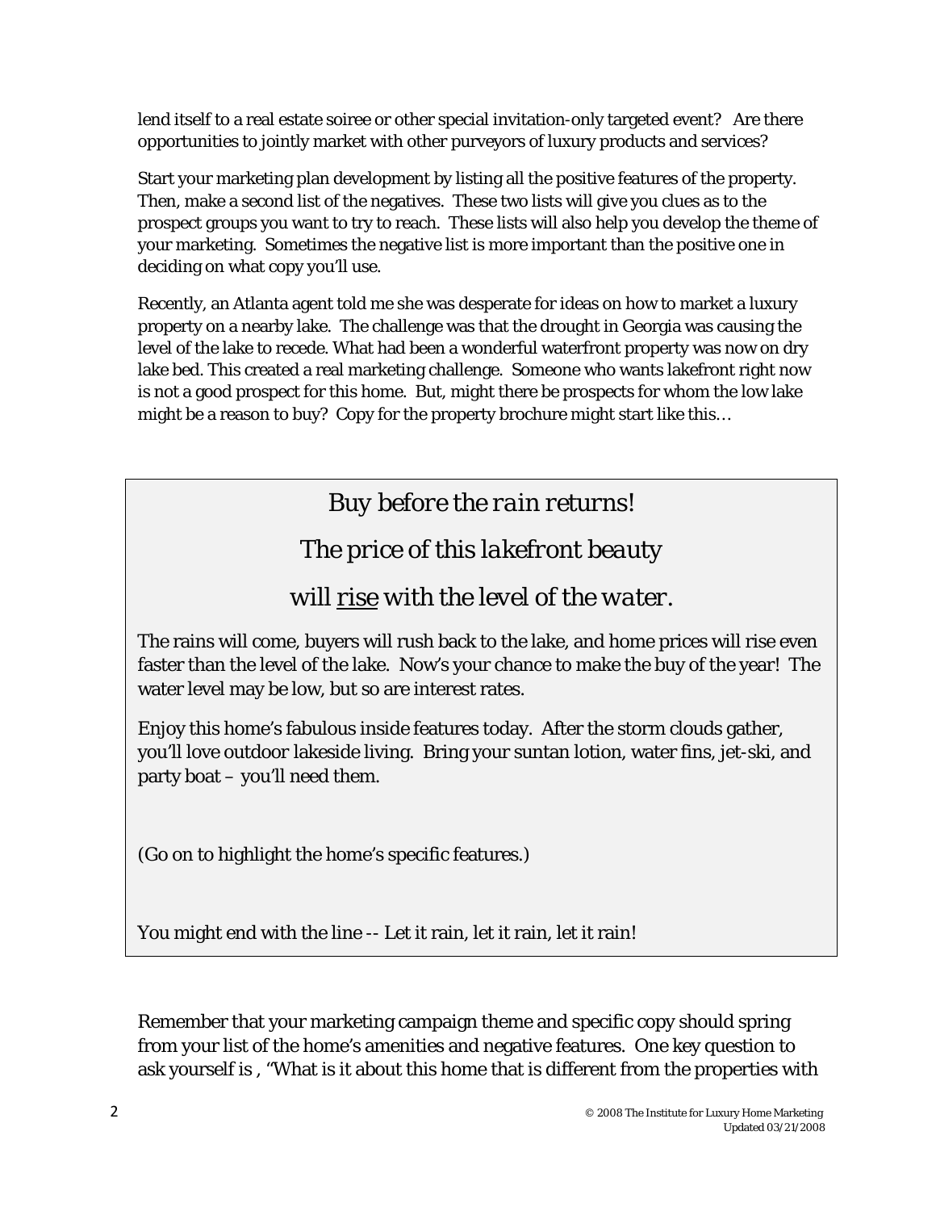lend itself to a real estate soiree or other special invitation-only targeted event? Are there opportunities to jointly market with other purveyors of luxury products and services?

Start your marketing plan development by listing all the positive features of the property. Then, make a second list of the negatives. These two lists will give you clues as to the prospect groups you want to try to reach. These lists will also help you develop the theme of your marketing. Sometimes the negative list is more important than the positive one in deciding on what copy you'll use.

Recently, an Atlanta agent told me she was desperate for ideas on how to market a luxury property on a nearby lake. The challenge was that the drought in Georgia was causing the level of the lake to recede. What had been a wonderful waterfront property was now on dry lake bed. This created a real marketing challenge. Someone who wants lakefront right now is not a good prospect for this home. But, might there be prospects for whom the low lake might be a reason to buy? Copy for the property brochure might start like this…

> *Buy before the rain returns!*
>
> *The price of this lakefront beauty*
>
> *will <u>rise</u> with the level of the water.*
>
> The rains will come, buyers will rush back to the lake, and home prices will rise even faster than the level of the lake. Now's your chance to make the buy of the year! The water level may be low, but so are interest rates.
>
> Enjoy this home's fabulous inside features today. After the storm clouds gather, you'll love outdoor lakeside living. Bring your suntan lotion, water fins, jet-ski, and party boat – you'll need them.
>
> (Go on to highlight the home's specific features.)
>
> You might end with the line -- Let it rain, let it rain, let it rain!

Remember that your marketing campaign theme and specific copy should spring from your list of the home's amenities and negative features. One key question to ask yourself is , "What is it about this home that is different from the properties with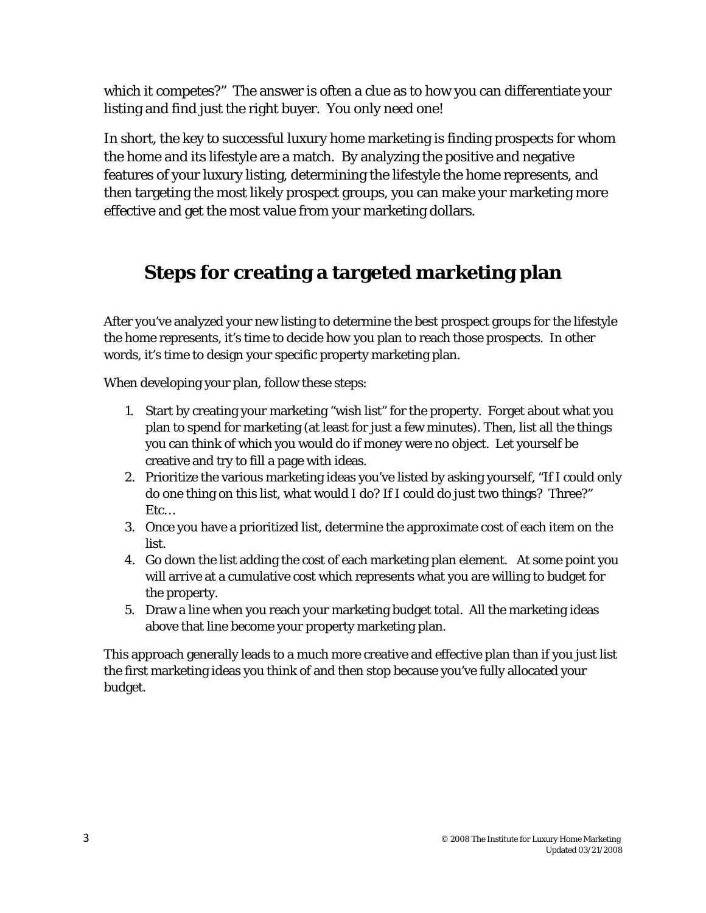which it competes?" The answer is often a clue as to how you can differentiate your listing and find just the right buyer. You only need one!

In short, the key to successful luxury home marketing is finding prospects for whom the home and its lifestyle are a match. By analyzing the positive and negative features of your luxury listing, determining the lifestyle the home represents, and then targeting the most likely prospect groups, you can make your marketing more effective and get the most value from your marketing dollars.

## Steps for creating a targeted marketing plan

After you've analyzed your new listing to determine the best prospect groups for the lifestyle the home represents, it's time to decide how you plan to reach those prospects. In other words, it's time to design your specific property marketing plan.

When developing your plan, follow these steps:

1. Start by creating your marketing "wish list" for the property. Forget about what you plan to spend for marketing (at least for just a few minutes). Then, list all the things you can think of which you would do if money were no object. Let yourself be creative and try to fill a page with ideas.
2. Prioritize the various marketing ideas you've listed by asking yourself, "If I could only do one thing on this list, what would I do? If I could do just two things? Three?" Etc…
3. Once you have a prioritized list, determine the approximate cost of each item on the list.
4. Go down the list adding the cost of each marketing plan element. At some point you will arrive at a cumulative cost which represents what you are willing to budget for the property.
5. Draw a line when you reach your marketing budget total. All the marketing ideas above that line become your property marketing plan.

This approach generally leads to a much more creative and effective plan than if you just list the first marketing ideas you think of and then stop because you've fully allocated your budget.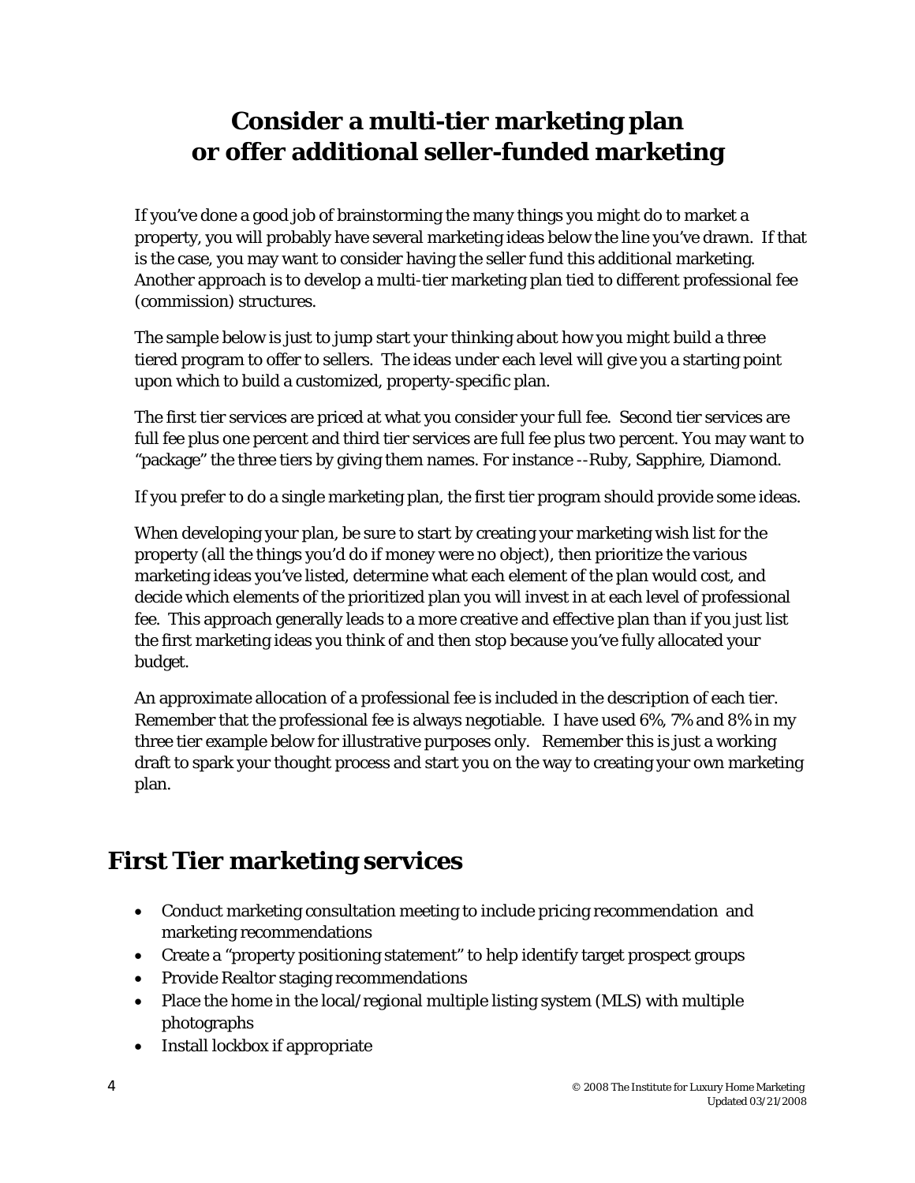# Consider a multi-tier marketing plan or offer additional seller-funded marketing

If you've done a good job of brainstorming the many things you might do to market a property, you will probably have several marketing ideas below the line you've drawn. If that is the case, you may want to consider having the seller fund this additional marketing. Another approach is to develop a multi-tier marketing plan tied to different professional fee (commission) structures.

The sample below is just to jump start your thinking about how you might build a three tiered program to offer to sellers. The ideas under each level will give you a starting point upon which to build a customized, property-specific plan.

The first tier services are priced at what you consider your full fee. Second tier services are full fee plus one percent and third tier services are full fee plus two percent. You may want to "package" the three tiers by giving them names. For instance --Ruby, Sapphire, Diamond.

If you prefer to do a single marketing plan, the first tier program should provide some ideas.

When developing your plan, be sure to start by creating your marketing wish list for the property (all the things you'd do if money were no object), then prioritize the various marketing ideas you've listed, determine what each element of the plan would cost, and decide which elements of the prioritized plan you will invest in at each level of professional fee. This approach generally leads to a more creative and effective plan than if you just list the first marketing ideas you think of and then stop because you've fully allocated your budget.

An approximate allocation of a professional fee is included in the description of each tier. Remember that the professional fee is always negotiable. I have used 6%, 7% and 8% in my three tier example below for illustrative purposes only. Remember this is just a working draft to spark your thought process and start you on the way to creating your own marketing plan.

## First Tier marketing services

- Conduct marketing consultation meeting to include pricing recommendation and marketing recommendations
- Create a "property positioning statement" to help identify target prospect groups
- Provide Realtor staging recommendations
- Place the home in the local/regional multiple listing system (MLS) with multiple photographs
- Install lockbox if appropriate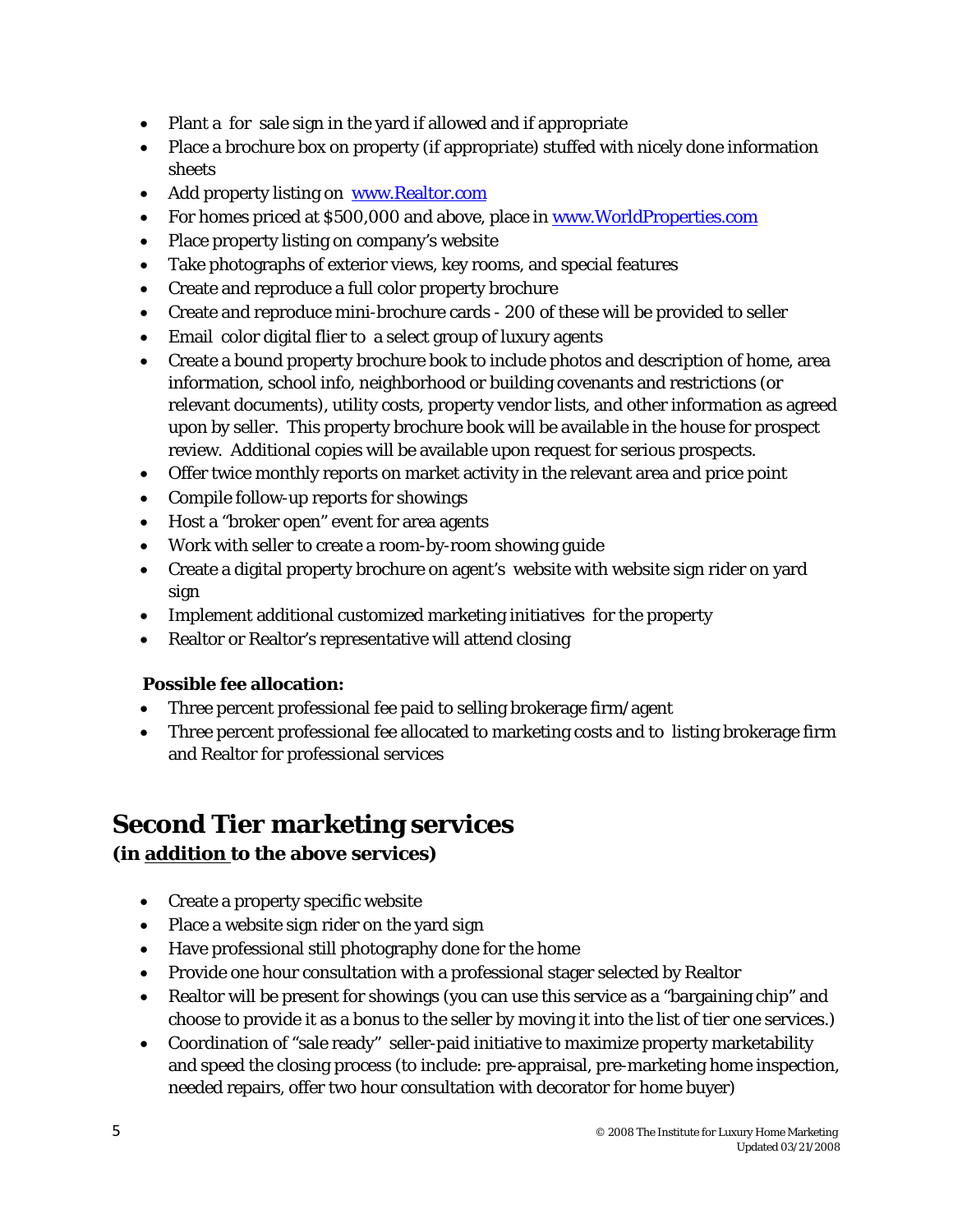- Plant a for sale sign in the yard if allowed and if appropriate
- Place a brochure box on property (if appropriate) stuffed with nicely done information sheets
- Add property listing on [www.Realtor.com](http://www.Realtor.com)
- For homes priced at $500,000 and above, place in [www.WorldProperties.com](http://www.WorldProperties.com)
- Place property listing on company's website
- Take photographs of exterior views, key rooms, and special features
- Create and reproduce a full color property brochure
- Create and reproduce mini-brochure cards - 200 of these will be provided to seller
- Email color digital flier to a select group of luxury agents
- Create a bound property brochure book to include photos and description of home, area information, school info, neighborhood or building covenants and restrictions (or relevant documents), utility costs, property vendor lists, and other information as agreed upon by seller. This property brochure book will be available in the house for prospect review. Additional copies will be available upon request for serious prospects.
- Offer twice monthly reports on market activity in the relevant area and price point
- Compile follow-up reports for showings
- Host a "broker open" event for area agents
- Work with seller to create a room-by-room showing guide
- Create a digital property brochure on agent's website with website sign rider on yard sign
- Implement additional customized marketing initiatives for the property
- Realtor or Realtor's representative will attend closing

**Possible fee allocation:**

- Three percent professional fee paid to selling brokerage firm/agent
- Three percent professional fee allocated to marketing costs and to listing brokerage firm and Realtor for professional services

# Second Tier marketing services

**(in <u>addition</u> to the above services)**

- Create a property specific website
- Place a website sign rider on the yard sign
- Have professional still photography done for the home
- Provide one hour consultation with a professional stager selected by Realtor
- Realtor will be present for showings (you can use this service as a "bargaining chip" and choose to provide it as a bonus to the seller by moving it into the list of tier one services.)
- Coordination of "sale ready" seller-paid initiative to maximize property marketability and speed the closing process (to include: pre-appraisal, pre-marketing home inspection, needed repairs, offer two hour consultation with decorator for home buyer)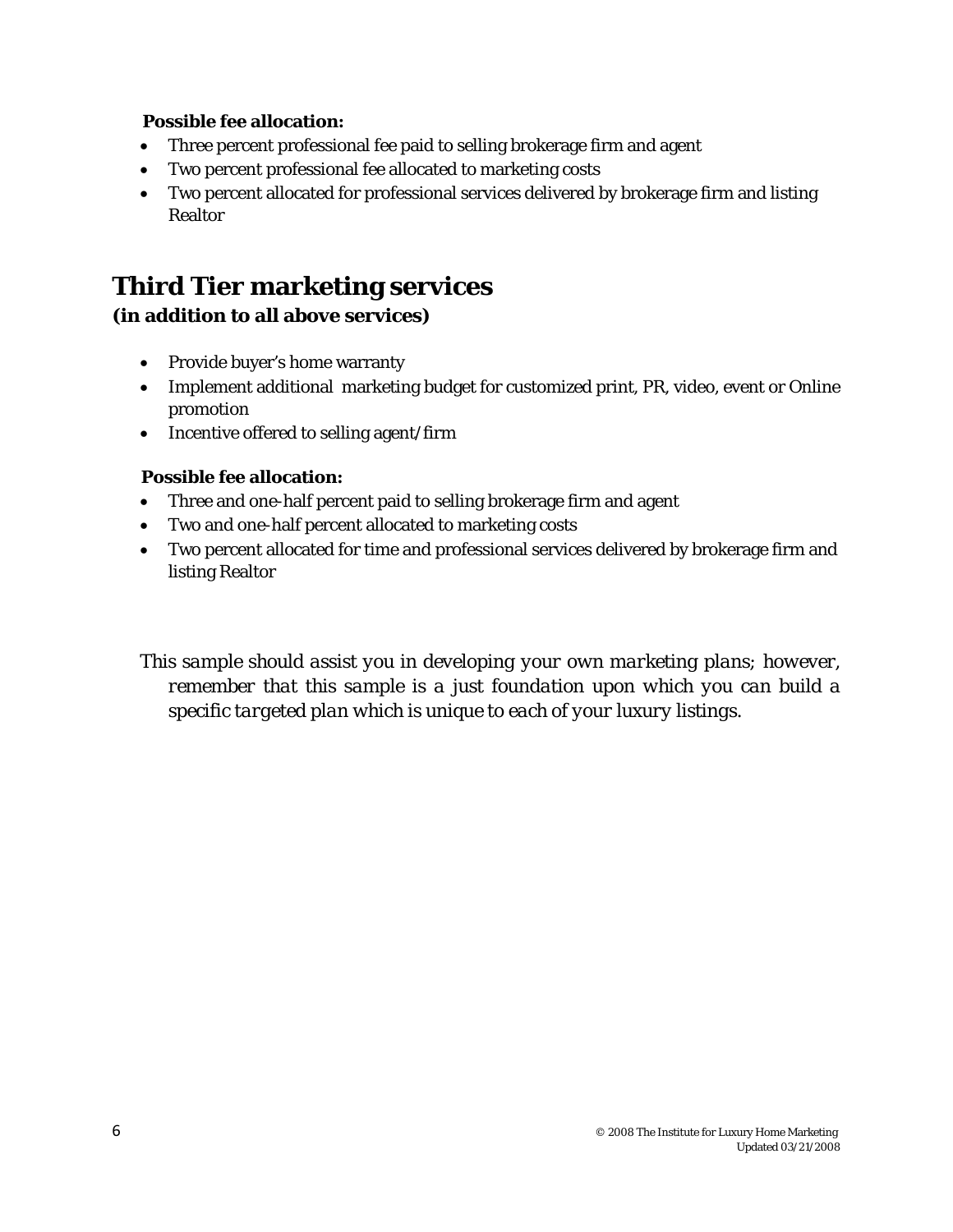**Possible fee allocation:**

- Three percent professional fee paid to selling brokerage firm and agent
- Two percent professional fee allocated to marketing costs
- Two percent allocated for professional services delivered by brokerage firm and listing Realtor

## Third Tier marketing services

### (in addition to all above services)

- Provide buyer's home warranty
- Implement additional marketing budget for customized print, PR, video, event or Online promotion
- Incentive offered to selling agent/firm

**Possible fee allocation:**

- Three and one-half percent paid to selling brokerage firm and agent
- Two and one-half percent allocated to marketing costs
- Two percent allocated for time and professional services delivered by brokerage firm and listing Realtor

*This sample should assist you in developing your own marketing plans; however, remember that this sample is a just foundation upon which you can build a specific targeted plan which is unique to each of your luxury listings.*